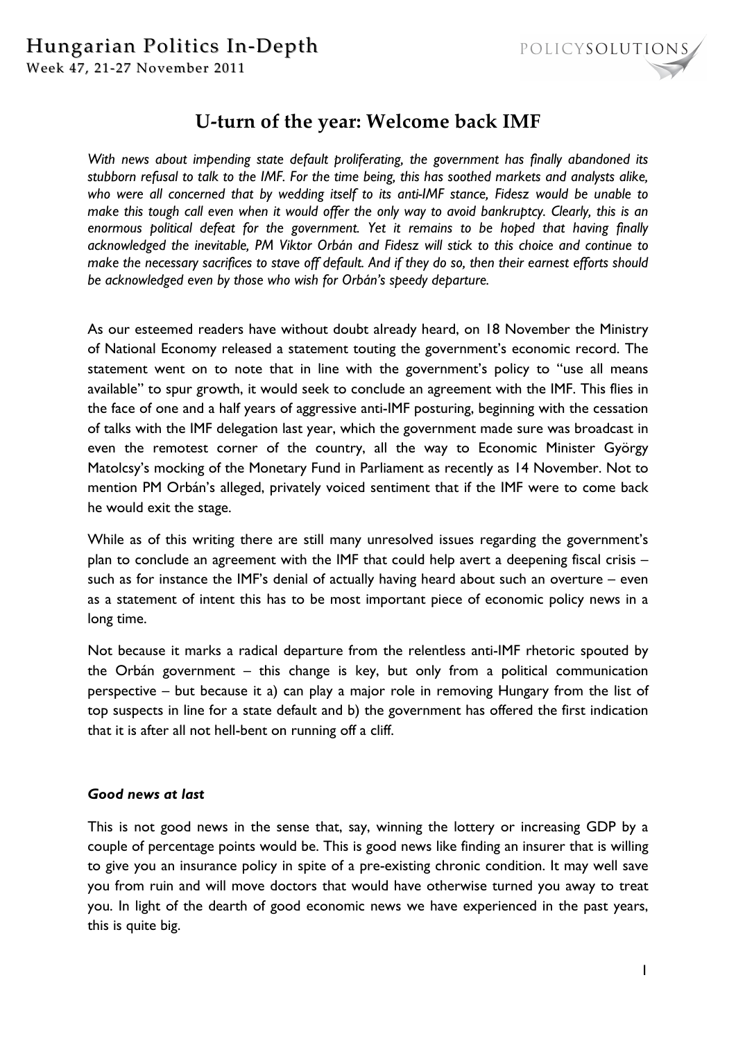# U-turn of the year: Welcome back IMF

*With news about impending state default proliferating, the government has finally abandoned its stubborn refusal to talk to the IMF. For the time being, this has soothed markets and analysts alike, who were all concerned that by wedding itself to its anti-IMF stance, Fidesz would be unable to make this tough call even when it would offer the only way to avoid bankruptcy. Clearly, this is an enormous political defeat for the government. Yet it remains to be hoped that having finally acknowledged the inevitable, PM Viktor Orbán and Fidesz will stick to this choice and continue to make the necessary sacrifices to stave off default. And if they do so, then their earnest efforts should be acknowledged even by those who wish for Orbán's speedy departure.*

As our esteemed readers have without doubt already heard, on 18 November the Ministry of National Economy released a statement touting the government's economic record. The statement went on to note that in line with the government's policy to "use all means available" to spur growth, it would seek to conclude an agreement with the IMF. This flies in the face of one and a half years of aggressive anti-IMF posturing, beginning with the cessation of talks with the IMF delegation last year, which the government made sure was broadcast in even the remotest corner of the country, all the way to Economic Minister György Matolcsy's mocking of the Monetary Fund in Parliament as recently as 14 November. Not to mention PM Orbán's alleged, privately voiced sentiment that if the IMF were to come back he would exit the stage.

While as of this writing there are still many unresolved issues regarding the government's plan to conclude an agreement with the IMF that could help avert a deepening fiscal crisis – such as for instance the IMF's denial of actually having heard about such an overture – even as a statement of intent this has to be most important piece of economic policy news in a long time.

Not because it marks a radical departure from the relentless anti-IMF rhetoric spouted by the Orbán government – this change is key, but only from a political communication perspective – but because it a) can play a major role in removing Hungary from the list of top suspects in line for a state default and b) the government has offered the first indication that it is after all not hell-bent on running off a cliff.

### *Good news at last*

This is not good news in the sense that, say, winning the lottery or increasing GDP by a couple of percentage points would be. This is good news like finding an insurer that is willing to give you an insurance policy in spite of a pre-existing chronic condition. It may well save you from ruin and will move doctors that would have otherwise turned you away to treat you. In light of the dearth of good economic news we have experienced in the past years, this is quite big.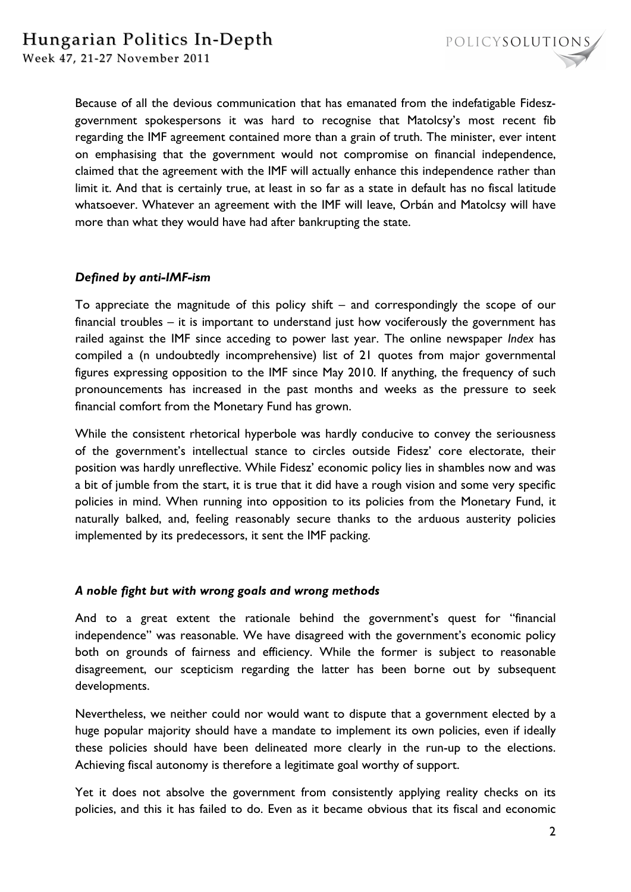Because of all the devious communication that has emanated from the indefatigable Fidesz-government spokespersons it was hard to recognise that Matolcsy's most recent fib regarding the IMF agreement contained more than a grain of truth. The minister, ever intent on emphasising that the government would not compromise on financial independence, claimed that the agreement with the IMF will actually enhance this independence rather than limit it. And that is certainly true, at least in so far as a state in default has no fiscal latitude whatsoever. Whatever an agreement with the IMF will leave, Orbán and Matolcsy will have more than what they would have had after bankrupting the state.

### *Defined by anti-IMF-ism*

To appreciate the magnitude of this policy shift – and correspondingly the scope of our financial troubles – it is important to understand just how vociferously the government has railed against the IMF since acceding to power last year. The online newspaper *Index* has compiled a (n undoubtedly incomprehensive) list of 21 quotes from major governmental figures expressing opposition to the IMF since May 2010. If anything, the frequency of such pronouncements has increased in the past months and weeks as the pressure to seek financial comfort from the Monetary Fund has grown.

While the consistent rhetorical hyperbole was hardly conducive to convey the seriousness of the government's intellectual stance to circles outside Fidesz' core electorate, their position was hardly unreflective. While Fidesz' economic policy lies in shambles now and was a bit of jumble from the start, it is true that it did have a rough vision and some very specific policies in mind. When running into opposition to its policies from the Monetary Fund, it naturally balked, and, feeling reasonably secure thanks to the arduous austerity policies implemented by its predecessors, it sent the IMF packing.

### *A noble fight but with wrong goals and wrong methods*

And to a great extent the rationale behind the government's quest for "financial independence" was reasonable. We have disagreed with the government's economic policy both on grounds of fairness and efficiency. While the former is subject to reasonable disagreement, our scepticism regarding the latter has been borne out by subsequent developments.

Nevertheless, we neither could nor would want to dispute that a government elected by a huge popular majority should have a mandate to implement its own policies, even if ideally these policies should have been delineated more clearly in the run-up to the elections. Achieving fiscal autonomy is therefore a legitimate goal worthy of support.

Yet it does not absolve the government from consistently applying reality checks on its policies, and this it has failed to do. Even as it became obvious that its fiscal and economic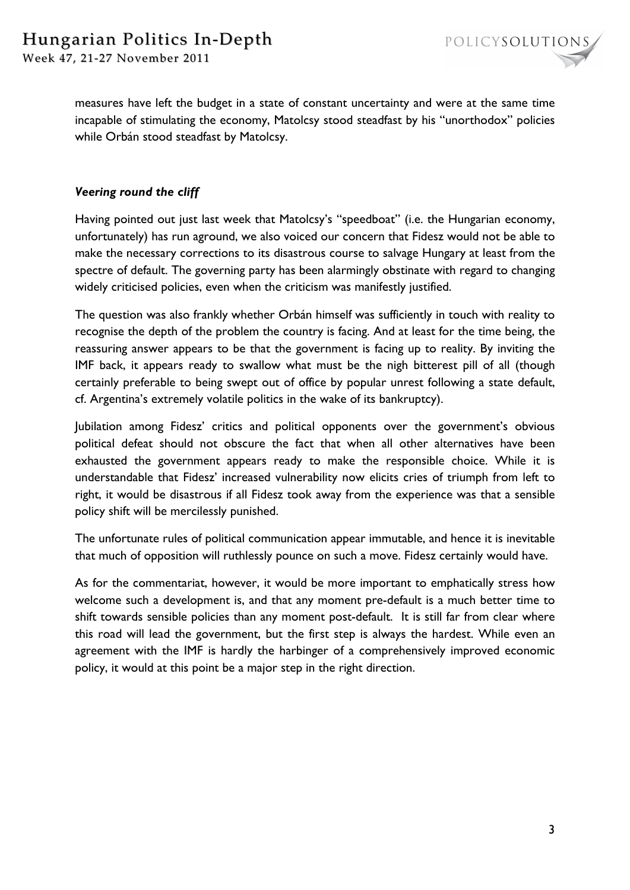measures have left the budget in a state of constant uncertainty and were at the same time incapable of stimulating the economy, Matolcsy stood steadfast by his "unorthodox" policies while Orbán stood steadfast by Matolcsy.

### *Veering round the cliff*

Having pointed out just last week that Matolcsy's "speedboat" (i.e. the Hungarian economy, unfortunately) has run aground, we also voiced our concern that Fidesz would not be able to make the necessary corrections to its disastrous course to salvage Hungary at least from the spectre of default. The governing party has been alarmingly obstinate with regard to changing widely criticised policies, even when the criticism was manifestly justified.

The question was also frankly whether Orbán himself was sufficiently in touch with reality to recognise the depth of the problem the country is facing. And at least for the time being, the reassuring answer appears to be that the government is facing up to reality. By inviting the IMF back, it appears ready to swallow what must be the nigh bitterest pill of all (though certainly preferable to being swept out of office by popular unrest following a state default, cf. Argentina's extremely volatile politics in the wake of its bankruptcy).

Jubilation among Fidesz' critics and political opponents over the government's obvious political defeat should not obscure the fact that when all other alternatives have been exhausted the government appears ready to make the responsible choice. While it is understandable that Fidesz' increased vulnerability now elicits cries of triumph from left to right, it would be disastrous if all Fidesz took away from the experience was that a sensible policy shift will be mercilessly punished.

The unfortunate rules of political communication appear immutable, and hence it is inevitable that much of opposition will ruthlessly pounce on such a move. Fidesz certainly would have.

As for the commentariat, however, it would be more important to emphatically stress how welcome such a development is, and that any moment pre-default is a much better time to shift towards sensible policies than any moment post-default. It is still far from clear where this road will lead the government, but the first step is always the hardest. While even an agreement with the IMF is hardly the harbinger of a comprehensively improved economic policy, it would at this point be a major step in the right direction.